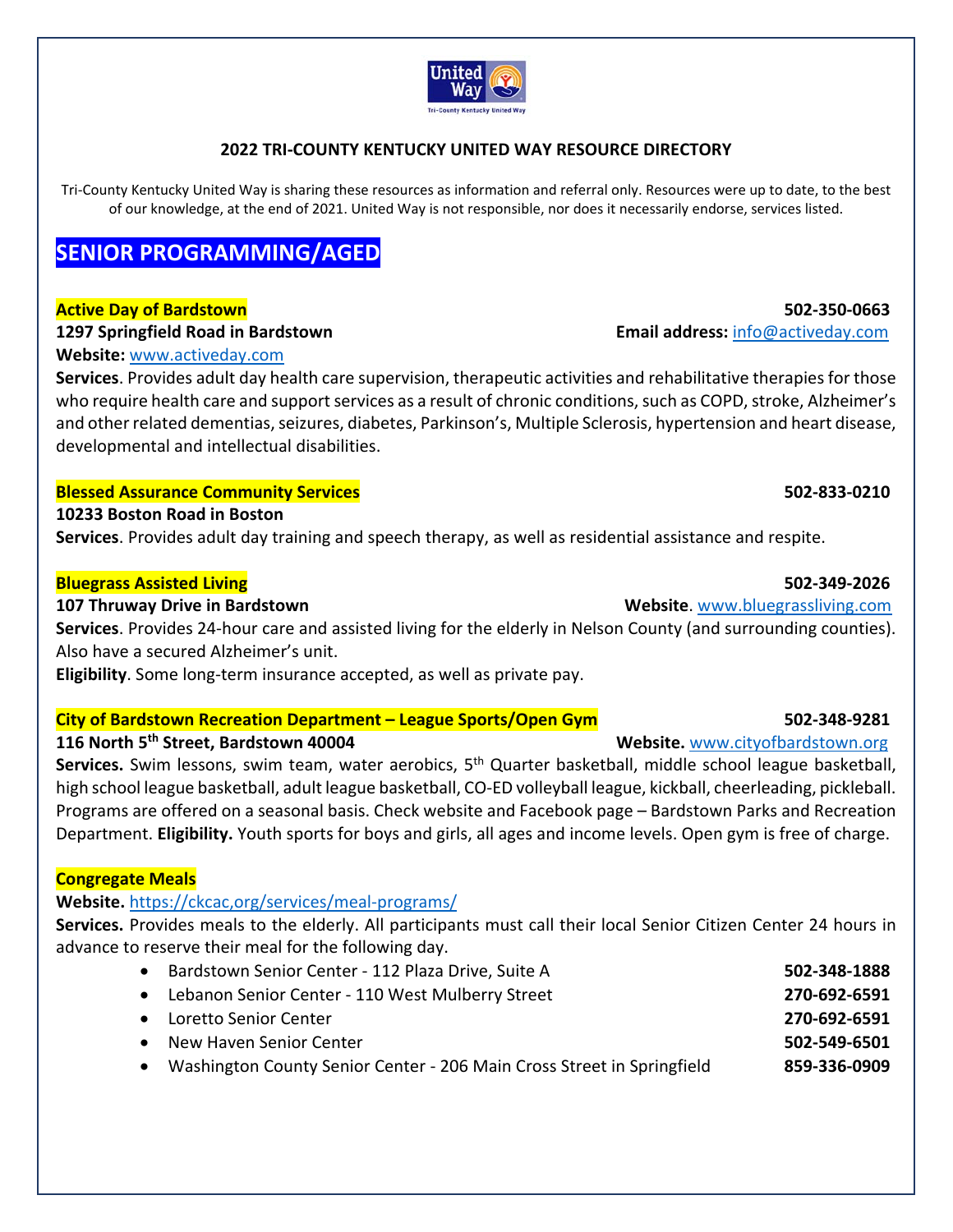# 2022 TRI-COUNTY KENTUCKY UNITED WAY RESOURCE DIRECTORY

Tri-County Kentucky United Way is sharing these resources as information and referral only. Resources were up to date, to the best of our knowledge, at the end of 2021. United Way is not responsible, nor does it necessarily endorse, services listed.

## SENIOR PROGRAMMING/AGED

### Active Day of Bardstown

**502-350-0663**

**1297 Springfield Road in Bardstown**

**Email address:** info@activeday.com

**Website:** www.activeday.com

**Services**. Provides adult day health care supervision, therapeutic activities and rehabilitative therapies for those who require health care and support services as a result of chronic conditions, such as COPD, stroke, Alzheimer's and other related dementias, seizures, diabetes, Parkinson's, Multiple Sclerosis, hypertension and heart disease, developmental and intellectual disabilities.

### Blessed Assurance Community Services

**502-833-0210**

**10233 Boston Road in Boston**

**Services**. Provides adult day training and speech therapy, as well as residential assistance and respite.

### Bluegrass Assisted Living

**502-349-2026**

**107 Thruway Drive in Bardstown**

**Website**. www.bluegrassliving.com

**Services**. Provides 24-hour care and assisted living for the elderly in Nelson County (and surrounding counties). Also have a secured Alzheimer's unit.

**Eligibility**. Some long-term insurance accepted, as well as private pay.

### City of Bardstown Recreation Department – League Sports/Open Gym

**502-348-9281**

**116 North 5th Street, Bardstown 40004**

**Website.** www.cityofbardstown.org

**Services.** Swim lessons, swim team, water aerobics, 5th Quarter basketball, middle school league basketball, high school league basketball, adult league basketball, CO-ED volleyball league, kickball, cheerleading, pickleball. Programs are offered on a seasonal basis. Check website and Facebook page – Bardstown Parks and Recreation Department. **Eligibility.** Youth sports for boys and girls, all ages and income levels. Open gym is free of charge.

### Congregate Meals

**Website.** https://ckcac,org/services/meal-programs/

**Services.** Provides meals to the elderly. All participants must call their local Senior Citizen Center 24 hours in advance to reserve their meal for the following day.

- Bardstown Senior Center - 112 Plaza Drive, Suite A — **502-348-1888**
- Lebanon Senior Center - 110 West Mulberry Street — **270-692-6591**
- Loretto Senior Center — **270-692-6591**
- New Haven Senior Center — **502-549-6501**
- Washington County Senior Center - 206 Main Cross Street in Springfield — **859-336-0909**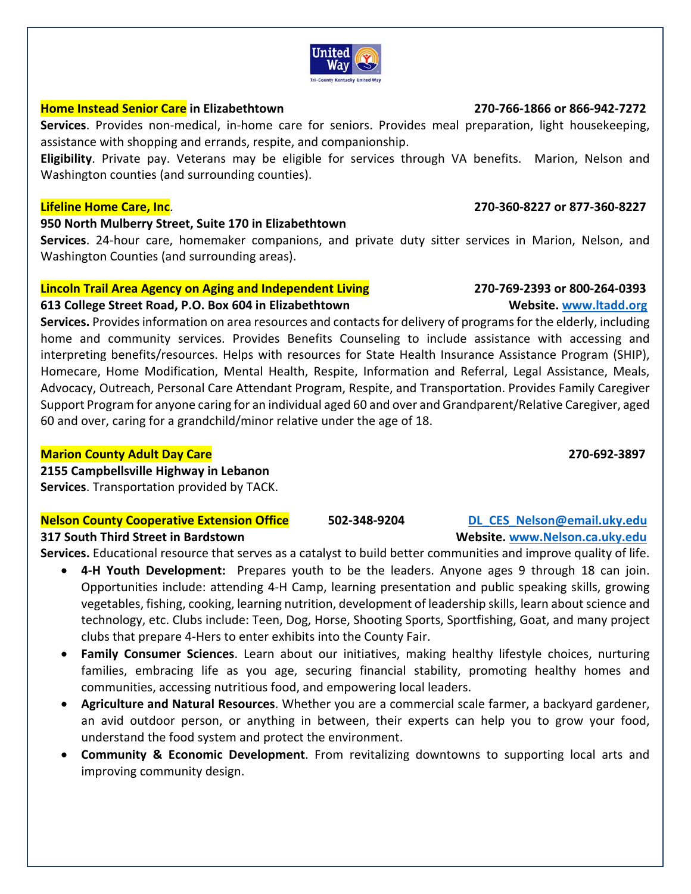**Home Instead Senior Care in Elizabethtown** **270-766-1866 or 866-942-7272**

**Services**. Provides non-medical, in-home care for seniors. Provides meal preparation, light housekeeping, assistance with shopping and errands, respite, and companionship.

**Eligibility**. Private pay. Veterans may be eligible for services through VA benefits. Marion, Nelson and Washington counties (and surrounding counties).

**Lifeline Home Care, Inc**. **270-360-8227 or 877-360-8227**

**950 North Mulberry Street, Suite 170 in Elizabethtown**

**Services**. 24-hour care, homemaker companions, and private duty sitter services in Marion, Nelson, and Washington Counties (and surrounding areas).

**Lincoln Trail Area Agency on Aging and Independent Living** **270-769-2393 or 800-264-0393**

**613 College Street Road, P.O. Box 604 in Elizabethtown** **Website. www.ltadd.org**

**Services.** Provides information on area resources and contacts for delivery of programs for the elderly, including home and community services. Provides Benefits Counseling to include assistance with accessing and interpreting benefits/resources. Helps with resources for State Health Insurance Assistance Program (SHIP), Homecare, Home Modification, Mental Health, Respite, Information and Referral, Legal Assistance, Meals, Advocacy, Outreach, Personal Care Attendant Program, Respite, and Transportation. Provides Family Caregiver Support Program for anyone caring for an individual aged 60 and over and Grandparent/Relative Caregiver, aged 60 and over, caring for a grandchild/minor relative under the age of 18.

**Marion County Adult Day Care** **270-692-3897**

**2155 Campbellsville Highway in Lebanon**

**Services**. Transportation provided by TACK.

**Nelson County Cooperative Extension Office** **502-348-9204** **DL_CES_Nelson@email.uky.edu**

**317 South Third Street in Bardstown** **Website. www.Nelson.ca.uky.edu**

**Services.** Educational resource that serves as a catalyst to build better communities and improve quality of life.

- **4-H Youth Development:** Prepares youth to be the leaders. Anyone ages 9 through 18 can join. Opportunities include: attending 4-H Camp, learning presentation and public speaking skills, growing vegetables, fishing, cooking, learning nutrition, development of leadership skills, learn about science and technology, etc. Clubs include: Teen, Dog, Horse, Shooting Sports, Sportfishing, Goat, and many project clubs that prepare 4-Hers to enter exhibits into the County Fair.
- **Family Consumer Sciences**. Learn about our initiatives, making healthy lifestyle choices, nurturing families, embracing life as you age, securing financial stability, promoting healthy homes and communities, accessing nutritious food, and empowering local leaders.
- **Agriculture and Natural Resources**. Whether you are a commercial scale farmer, a backyard gardener, an avid outdoor person, or anything in between, their experts can help you to grow your food, understand the food system and protect the environment.
- **Community & Economic Development**. From revitalizing downtowns to supporting local arts and improving community design.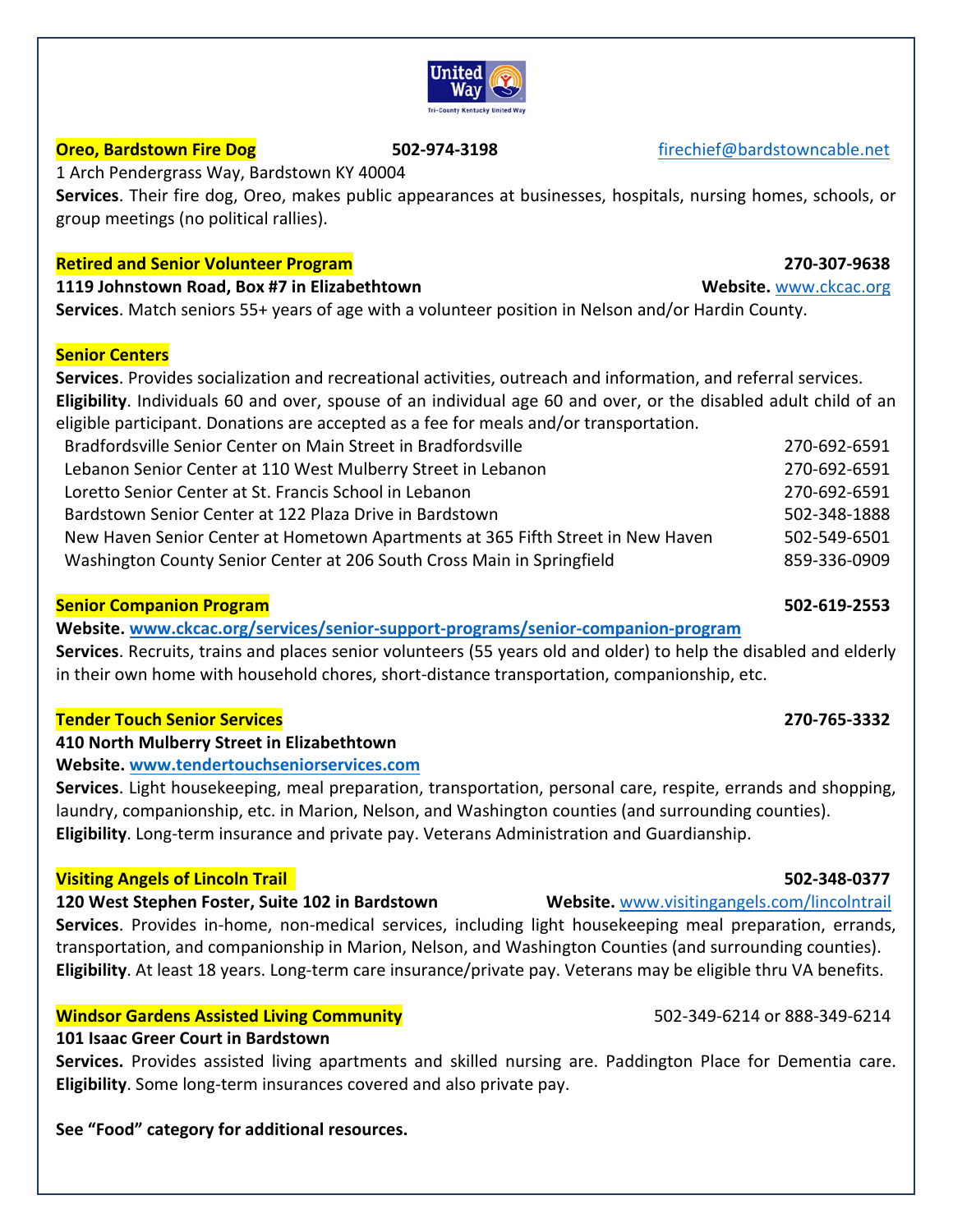**Oreo, Bardstown Fire Dog** **502-974-3198** firechief@bardstowncable.net

1 Arch Pendergrass Way, Bardstown KY 40004

**Services**. Their fire dog, Oreo, makes public appearances at businesses, hospitals, nursing homes, schools, or group meetings (no political rallies).

**Retired and Senior Volunteer Program** **270-307-9638**

**1119 Johnstown Road, Box #7 in Elizabethtown** **Website.** www.ckcac.org

**Services**. Match seniors 55+ years of age with a volunteer position in Nelson and/or Hardin County.

**Senior Centers**

**Services**. Provides socialization and recreational activities, outreach and information, and referral services.

**Eligibility**. Individuals 60 and over, spouse of an individual age 60 and over, or the disabled adult child of an eligible participant. Donations are accepted as a fee for meals and/or transportation.

| | |
|---|---|
| Bradfordsville Senior Center on Main Street in Bradfordsville | 270-692-6591 |
| Lebanon Senior Center at 110 West Mulberry Street in Lebanon | 270-692-6591 |
| Loretto Senior Center at St. Francis School in Lebanon | 270-692-6591 |
| Bardstown Senior Center at 122 Plaza Drive in Bardstown | 502-348-1888 |
| New Haven Senior Center at Hometown Apartments at 365 Fifth Street in New Haven | 502-549-6501 |
| Washington County Senior Center at 206 South Cross Main in Springfield | 859-336-0909 |

**Senior Companion Program** **502-619-2553**

**Website. www.ckcac.org/services/senior-support-programs/senior-companion-program**

**Services**. Recruits, trains and places senior volunteers (55 years old and older) to help the disabled and elderly in their own home with household chores, short-distance transportation, companionship, etc.

**Tender Touch Senior Services** **270-765-3332**

**410 North Mulberry Street in Elizabethtown**

**Website. www.tendertouchseniorservices.com**

**Services**. Light housekeeping, meal preparation, transportation, personal care, respite, errands and shopping, laundry, companionship, etc. in Marion, Nelson, and Washington counties (and surrounding counties).

**Eligibility**. Long-term insurance and private pay. Veterans Administration and Guardianship.

**Visiting Angels of Lincoln Trail** **502-348-0377**

**120 West Stephen Foster, Suite 102 in Bardstown** **Website.** www.visitingangels.com/lincolntrail

**Services**. Provides in-home, non-medical services, including light housekeeping meal preparation, errands, transportation, and companionship in Marion, Nelson, and Washington Counties (and surrounding counties).

**Eligibility**. At least 18 years. Long-term care insurance/private pay. Veterans may be eligible thru VA benefits.

**Windsor Gardens Assisted Living Community** 502-349-6214 or 888-349-6214

**101 Isaac Greer Court in Bardstown**

**Services.** Provides assisted living apartments and skilled nursing are. Paddington Place for Dementia care.

**Eligibility**. Some long-term insurances covered and also private pay.

**See "Food" category for additional resources.**